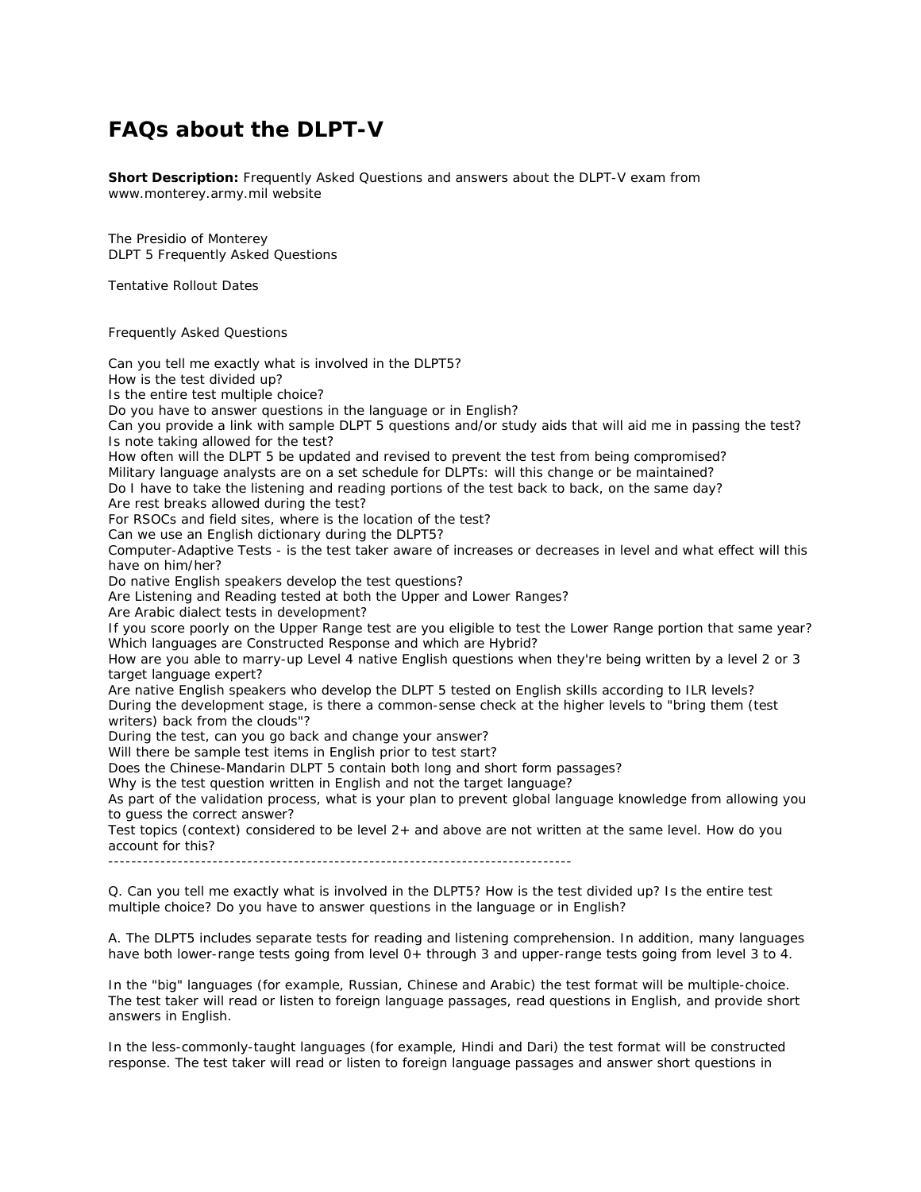# FAQs about the DLPT-V

**Short Description:** Frequently Asked Questions and answers about the DLPT-V exam from www.monterey.army.mil website

The Presidio of Monterey
DLPT 5 Frequently Asked Questions

Tentative Rollout Dates

Frequently Asked Questions

Can you tell me exactly what is involved in the DLPT5?
How is the test divided up?
Is the entire test multiple choice?
Do you have to answer questions in the language or in English?
Can you provide a link with sample DLPT 5 questions and/or study aids that will aid me in passing the test?
Is note taking allowed for the test?
How often will the DLPT 5 be updated and revised to prevent the test from being compromised?
Military language analysts are on a set schedule for DLPTs: will this change or be maintained?
Do I have to take the listening and reading portions of the test back to back, on the same day?
Are rest breaks allowed during the test?
For RSOCs and field sites, where is the location of the test?
Can we use an English dictionary during the DLPT5?
Computer-Adaptive Tests - is the test taker aware of increases or decreases in level and what effect will this have on him/her?
Do native English speakers develop the test questions?
Are Listening and Reading tested at both the Upper and Lower Ranges?
Are Arabic dialect tests in development?
If you score poorly on the Upper Range test are you eligible to test the Lower Range portion that same year?
Which languages are Constructed Response and which are Hybrid?
How are you able to marry-up Level 4 native English questions when they're being written by a level 2 or 3 target language expert?
Are native English speakers who develop the DLPT 5 tested on English skills according to ILR levels?
During the development stage, is there a common-sense check at the higher levels to "bring them (test writers) back from the clouds"?
During the test, can you go back and change your answer?
Will there be sample test items in English prior to test start?
Does the Chinese-Mandarin DLPT 5 contain both long and short form passages?
Why is the test question written in English and not the target language?
As part of the validation process, what is your plan to prevent global language knowledge from allowing you to guess the correct answer?
Test topics (context) considered to be level 2+ and above are not written at the same level. How do you account for this?

--------------------------------------------------------------------------------

Q. Can you tell me exactly what is involved in the DLPT5? How is the test divided up? Is the entire test multiple choice? Do you have to answer questions in the language or in English?

A. The DLPT5 includes separate tests for reading and listening comprehension. In addition, many languages have both lower-range tests going from level 0+ through 3 and upper-range tests going from level 3 to 4.

In the "big" languages (for example, Russian, Chinese and Arabic) the test format will be multiple-choice. The test taker will read or listen to foreign language passages, read questions in English, and provide short answers in English.

In the less-commonly-taught languages (for example, Hindi and Dari) the test format will be constructed response. The test taker will read or listen to foreign language passages and answer short questions in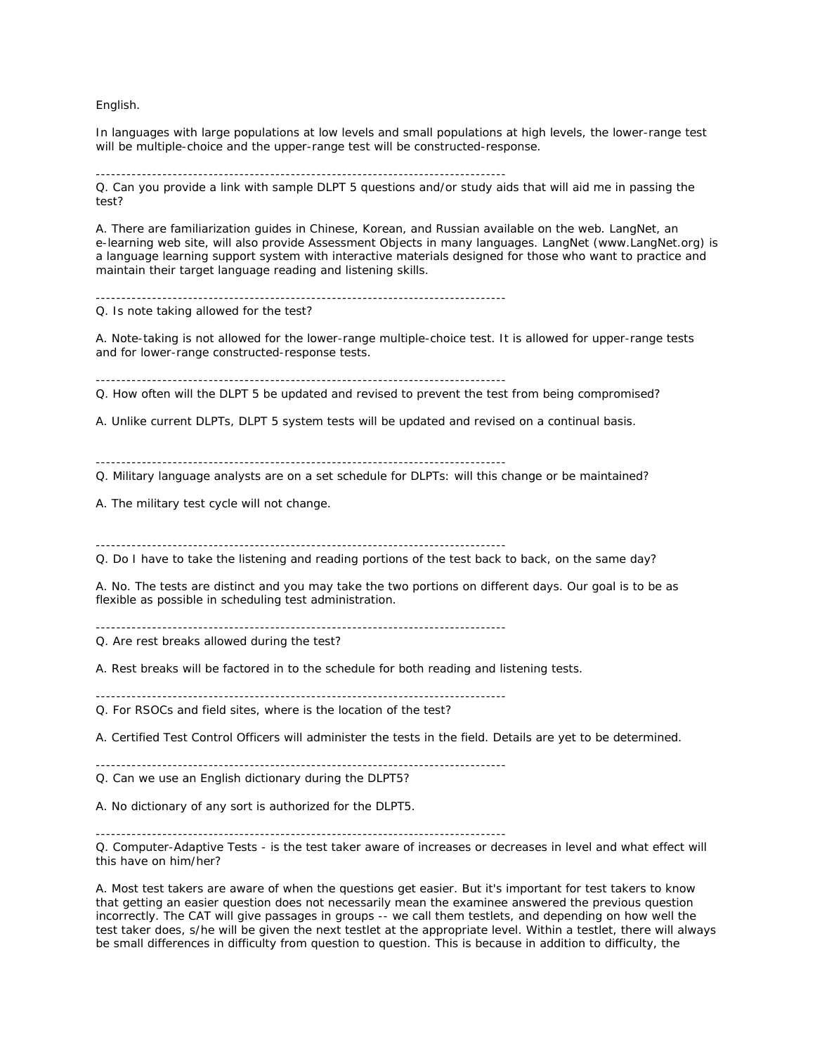English.

In languages with large populations at low levels and small populations at high levels, the lower-range test will be multiple-choice and the upper-range test will be constructed-response.

--------------------------------------------------------------------------------

Q. Can you provide a link with sample DLPT 5 questions and/or study aids that will aid me in passing the test?

A. There are familiarization guides in Chinese, Korean, and Russian available on the web. LangNet, an e-learning web site, will also provide Assessment Objects in many languages. LangNet (www.LangNet.org) is a language learning support system with interactive materials designed for those who want to practice and maintain their target language reading and listening skills.

--------------------------------------------------------------------------------

Q. Is note taking allowed for the test?

A. Note-taking is not allowed for the lower-range multiple-choice test. It is allowed for upper-range tests and for lower-range constructed-response tests.

--------------------------------------------------------------------------------

Q. How often will the DLPT 5 be updated and revised to prevent the test from being compromised?

A. Unlike current DLPTs, DLPT 5 system tests will be updated and revised on a continual basis.

--------------------------------------------------------------------------------

Q. Military language analysts are on a set schedule for DLPTs: will this change or be maintained?

A. The military test cycle will not change.

--------------------------------------------------------------------------------

Q. Do I have to take the listening and reading portions of the test back to back, on the same day?

A. No. The tests are distinct and you may take the two portions on different days. Our goal is to be as flexible as possible in scheduling test administration.

--------------------------------------------------------------------------------

Q. Are rest breaks allowed during the test?

A. Rest breaks will be factored in to the schedule for both reading and listening tests.

--------------------------------------------------------------------------------

Q. For RSOCs and field sites, where is the location of the test?

A. Certified Test Control Officers will administer the tests in the field. Details are yet to be determined.

--------------------------------------------------------------------------------

Q. Can we use an English dictionary during the DLPT5?

A. No dictionary of any sort is authorized for the DLPT5.

--------------------------------------------------------------------------------

Q. Computer-Adaptive Tests - is the test taker aware of increases or decreases in level and what effect will this have on him/her?

A. Most test takers are aware of when the questions get easier. But it's important for test takers to know that getting an easier question does not necessarily mean the examinee answered the previous question incorrectly. The CAT will give passages in groups -- we call them testlets, and depending on how well the test taker does, s/he will be given the next testlet at the appropriate level. Within a testlet, there will always be small differences in difficulty from question to question. This is because in addition to difficulty, the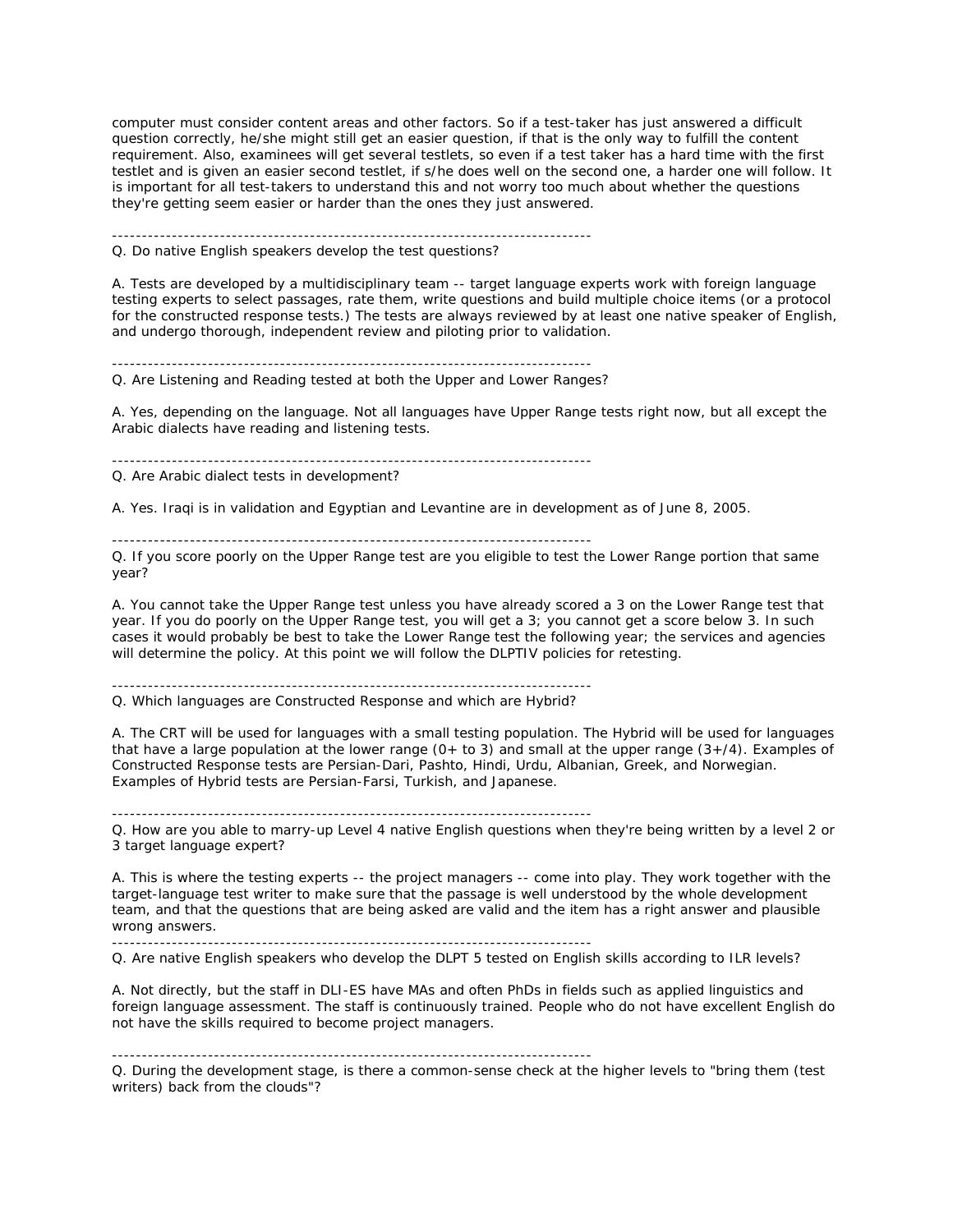computer must consider content areas and other factors. So if a test-taker has just answered a difficult question correctly, he/she might still get an easier question, if that is the only way to fulfill the content requirement. Also, examinees will get several testlets, so even if a test taker has a hard time with the first testlet and is given an easier second testlet, if s/he does well on the second one, a harder one will follow. It is important for all test-takers to understand this and not worry too much about whether the questions they're getting seem easier or harder than the ones they just answered.

--------------------------------------------------------------------------------

Q. Do native English speakers develop the test questions?

A. Tests are developed by a multidisciplinary team -- target language experts work with foreign language testing experts to select passages, rate them, write questions and build multiple choice items (or a protocol for the constructed response tests.) The tests are always reviewed by at least one native speaker of English, and undergo thorough, independent review and piloting prior to validation.

--------------------------------------------------------------------------------

Q. Are Listening and Reading tested at both the Upper and Lower Ranges?

A. Yes, depending on the language. Not all languages have Upper Range tests right now, but all except the Arabic dialects have reading and listening tests.

--------------------------------------------------------------------------------

Q. Are Arabic dialect tests in development?

A. Yes. Iraqi is in validation and Egyptian and Levantine are in development as of June 8, 2005.

--------------------------------------------------------------------------------

Q. If you score poorly on the Upper Range test are you eligible to test the Lower Range portion that same year?

A. You cannot take the Upper Range test unless you have already scored a 3 on the Lower Range test that year. If you do poorly on the Upper Range test, you will get a 3; you cannot get a score below 3. In such cases it would probably be best to take the Lower Range test the following year; the services and agencies will determine the policy. At this point we will follow the DLPTIV policies for retesting.

--------------------------------------------------------------------------------

Q. Which languages are Constructed Response and which are Hybrid?

A. The CRT will be used for languages with a small testing population. The Hybrid will be used for languages that have a large population at the lower range (0+ to 3) and small at the upper range (3+/4). Examples of Constructed Response tests are Persian-Dari, Pashto, Hindi, Urdu, Albanian, Greek, and Norwegian. Examples of Hybrid tests are Persian-Farsi, Turkish, and Japanese.

--------------------------------------------------------------------------------

Q. How are you able to marry-up Level 4 native English questions when they're being written by a level 2 or 3 target language expert?

A. This is where the testing experts -- the project managers -- come into play. They work together with the target-language test writer to make sure that the passage is well understood by the whole development team, and that the questions that are being asked are valid and the item has a right answer and plausible wrong answers.

--------------------------------------------------------------------------------

Q. Are native English speakers who develop the DLPT 5 tested on English skills according to ILR levels?

A. Not directly, but the staff in DLI-ES have MAs and often PhDs in fields such as applied linguistics and foreign language assessment. The staff is continuously trained. People who do not have excellent English do not have the skills required to become project managers.

--------------------------------------------------------------------------------

Q. During the development stage, is there a common-sense check at the higher levels to "bring them (test writers) back from the clouds"?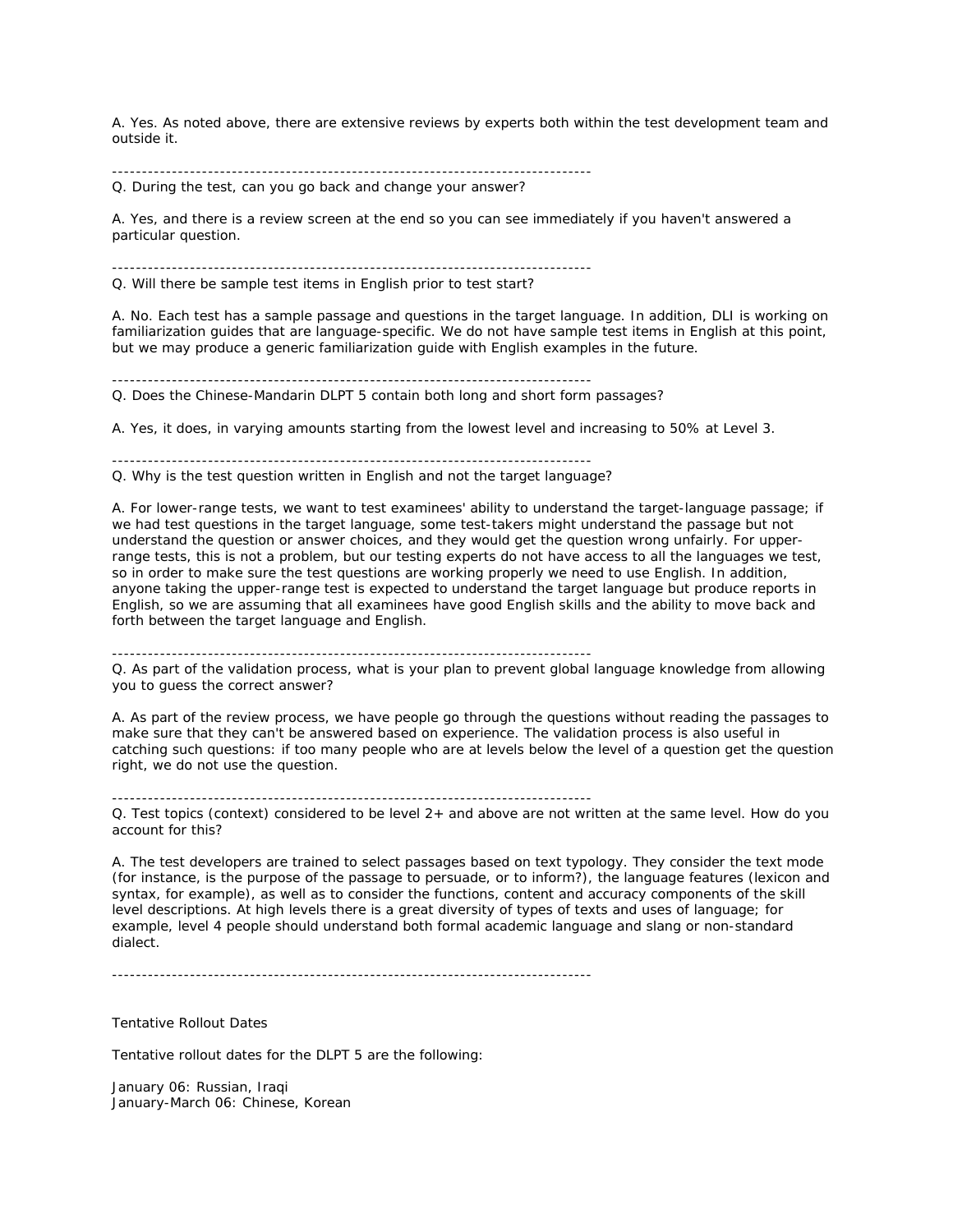A. Yes. As noted above, there are extensive reviews by experts both within the test development team and outside it.

--------------------------------------------------------------------------------

Q. During the test, can you go back and change your answer?

A. Yes, and there is a review screen at the end so you can see immediately if you haven't answered a particular question.

--------------------------------------------------------------------------------

Q. Will there be sample test items in English prior to test start?

A. No. Each test has a sample passage and questions in the target language. In addition, DLI is working on familiarization guides that are language-specific. We do not have sample test items in English at this point, but we may produce a generic familiarization guide with English examples in the future.

--------------------------------------------------------------------------------

Q. Does the Chinese-Mandarin DLPT 5 contain both long and short form passages?

A. Yes, it does, in varying amounts starting from the lowest level and increasing to 50% at Level 3.

--------------------------------------------------------------------------------

Q. Why is the test question written in English and not the target language?

A. For lower-range tests, we want to test examinees' ability to understand the target-language passage; if we had test questions in the target language, some test-takers might understand the passage but not understand the question or answer choices, and they would get the question wrong unfairly. For upper-range tests, this is not a problem, but our testing experts do not have access to all the languages we test, so in order to make sure the test questions are working properly we need to use English. In addition, anyone taking the upper-range test is expected to understand the target language but produce reports in English, so we are assuming that all examinees have good English skills and the ability to move back and forth between the target language and English.

--------------------------------------------------------------------------------

Q. As part of the validation process, what is your plan to prevent global language knowledge from allowing you to guess the correct answer?

A. As part of the review process, we have people go through the questions without reading the passages to make sure that they can't be answered based on experience. The validation process is also useful in catching such questions: if too many people who are at levels below the level of a question get the question right, we do not use the question.

--------------------------------------------------------------------------------

Q. Test topics (context) considered to be level 2+ and above are not written at the same level. How do you account for this?

A. The test developers are trained to select passages based on text typology. They consider the text mode (for instance, is the purpose of the passage to persuade, or to inform?), the language features (lexicon and syntax, for example), as well as to consider the functions, content and accuracy components of the skill level descriptions. At high levels there is a great diversity of types of texts and uses of language; for example, level 4 people should understand both formal academic language and slang or non-standard dialect.

--------------------------------------------------------------------------------

Tentative Rollout Dates

Tentative rollout dates for the DLPT 5 are the following:

January 06: Russian, Iraqi
January-March 06: Chinese, Korean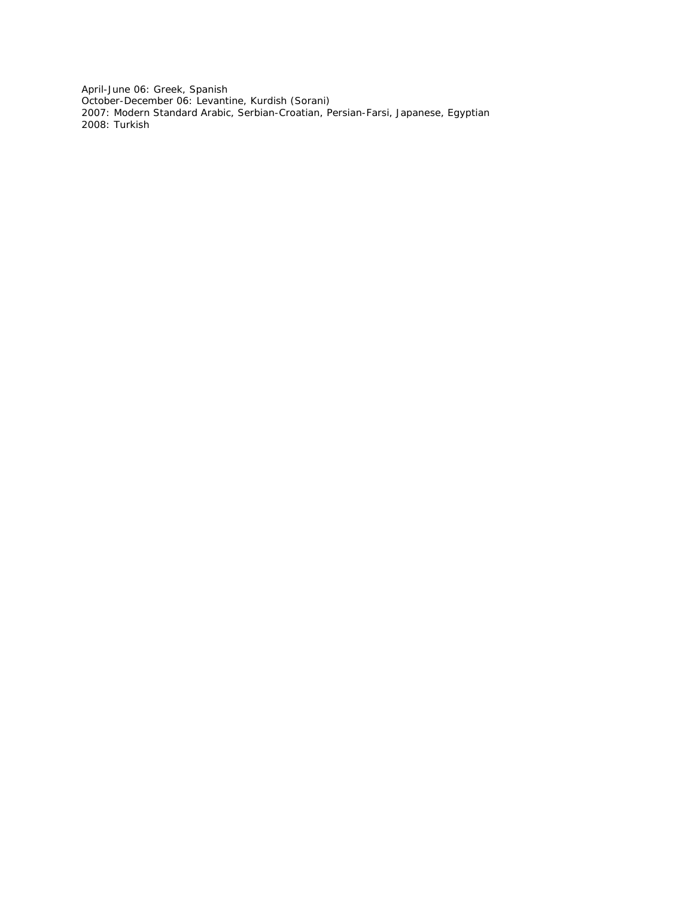April-June 06: Greek, Spanish
October-December 06: Levantine, Kurdish (Sorani)
2007: Modern Standard Arabic, Serbian-Croatian, Persian-Farsi, Japanese, Egyptian
2008: Turkish